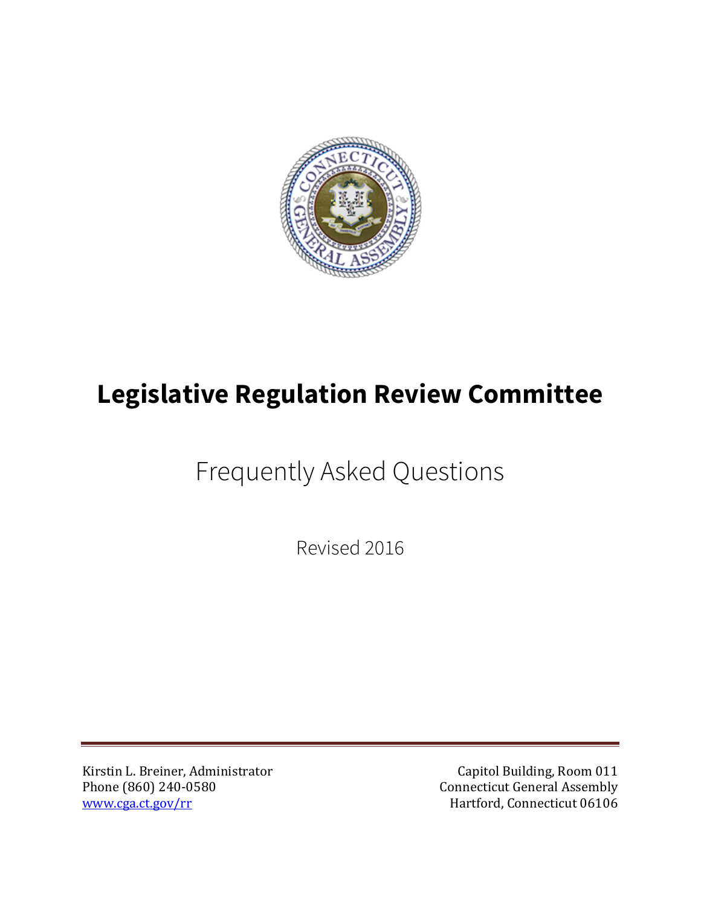# Legislative Regulation Review Committee

## Frequently Asked Questions

Revised 2016

Kirstin L. Breiner, Administrator
Phone (860) 240-0580
www.cga.ct.gov/rr

Capitol Building, Room 011
Connecticut General Assembly
Hartford, Connecticut 06106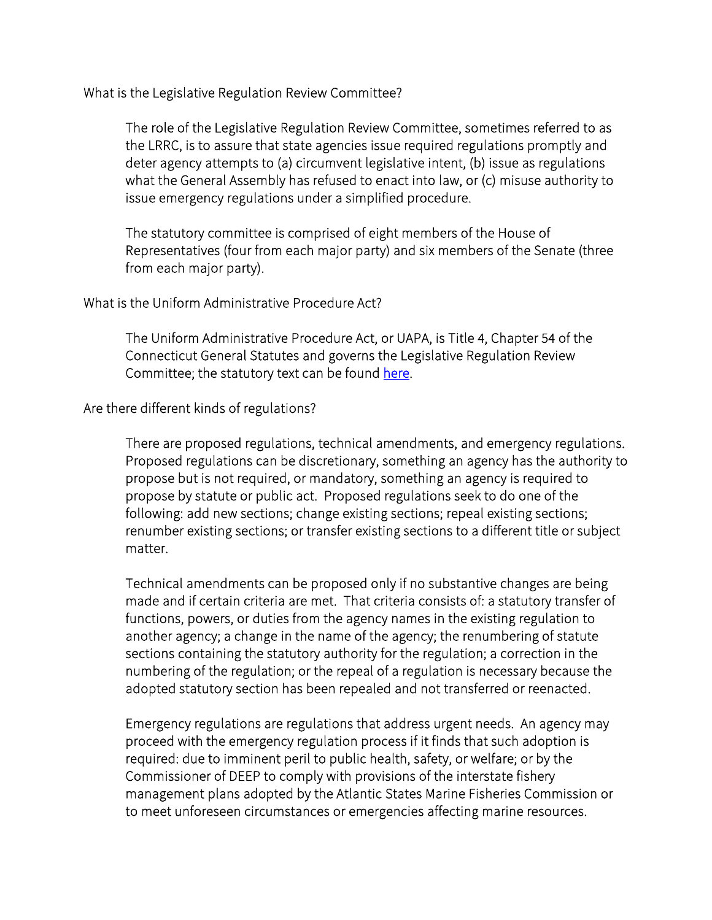## What is the Legislative Regulation Review Committee?

The role of the Legislative Regulation Review Committee, sometimes referred to as the LRRC, is to assure that state agencies issue required regulations promptly and deter agency attempts to (a) circumvent legislative intent, (b) issue as regulations what the General Assembly has refused to enact into law, or (c) misuse authority to issue emergency regulations under a simplified procedure.

The statutory committee is comprised of eight members of the House of Representatives (four from each major party) and six members of the Senate (three from each major party).

## What is the Uniform Administrative Procedure Act?

The Uniform Administrative Procedure Act, or UAPA, is Title 4, Chapter 54 of the Connecticut General Statutes and governs the Legislative Regulation Review Committee; the statutory text can be found here.

## Are there different kinds of regulations?

There are proposed regulations, technical amendments, and emergency regulations. Proposed regulations can be discretionary, something an agency has the authority to propose but is not required, or mandatory, something an agency is required to propose by statute or public act. Proposed regulations seek to do one of the following: add new sections; change existing sections; repeal existing sections; renumber existing sections; or transfer existing sections to a different title or subject matter.

Technical amendments can be proposed only if no substantive changes are being made and if certain criteria are met. That criteria consists of: a statutory transfer of functions, powers, or duties from the agency names in the existing regulation to another agency; a change in the name of the agency; the renumbering of statute sections containing the statutory authority for the regulation; a correction in the numbering of the regulation; or the repeal of a regulation is necessary because the adopted statutory section has been repealed and not transferred or reenacted.

Emergency regulations are regulations that address urgent needs. An agency may proceed with the emergency regulation process if it finds that such adoption is required: due to imminent peril to public health, safety, or welfare; or by the Commissioner of DEEP to comply with provisions of the interstate fishery management plans adopted by the Atlantic States Marine Fisheries Commission or to meet unforeseen circumstances or emergencies affecting marine resources.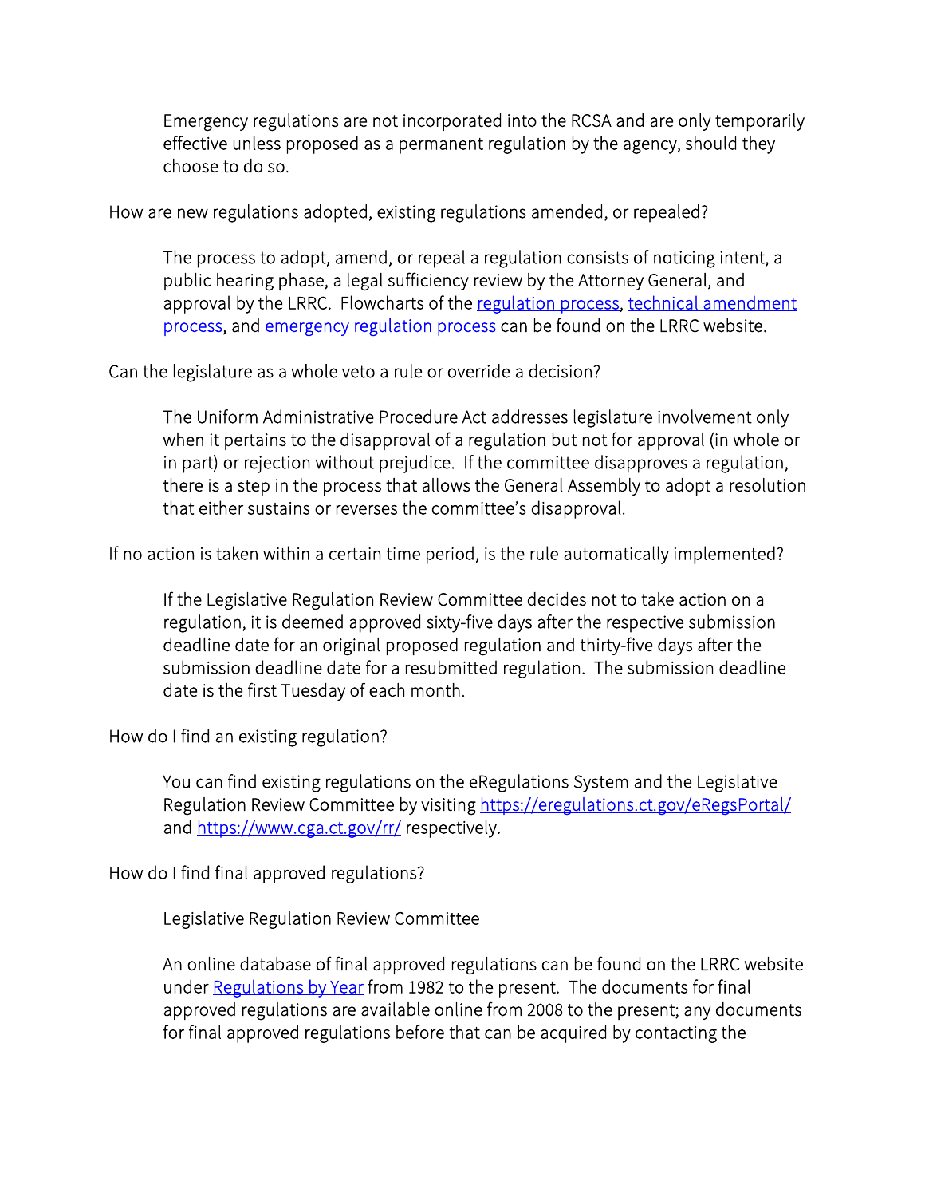Emergency regulations are not incorporated into the RCSA and are only temporarily effective unless proposed as a permanent regulation by the agency, should they choose to do so.

How are new regulations adopted, existing regulations amended, or repealed?

The process to adopt, amend, or repeal a regulation consists of noticing intent, a public hearing phase, a legal sufficiency review by the Attorney General, and approval by the LRRC. Flowcharts of the regulation process, technical amendment process, and emergency regulation process can be found on the LRRC website.

Can the legislature as a whole veto a rule or override a decision?

The Uniform Administrative Procedure Act addresses legislature involvement only when it pertains to the disapproval of a regulation but not for approval (in whole or in part) or rejection without prejudice. If the committee disapproves a regulation, there is a step in the process that allows the General Assembly to adopt a resolution that either sustains or reverses the committee's disapproval.

If no action is taken within a certain time period, is the rule automatically implemented?

If the Legislative Regulation Review Committee decides not to take action on a regulation, it is deemed approved sixty-five days after the respective submission deadline date for an original proposed regulation and thirty-five days after the submission deadline date for a resubmitted regulation. The submission deadline date is the first Tuesday of each month.

How do I find an existing regulation?

You can find existing regulations on the eRegulations System and the Legislative Regulation Review Committee by visiting https://eregulations.ct.gov/eRegsPortal/ and https://www.cga.ct.gov/rr/ respectively.

How do I find final approved regulations?

Legislative Regulation Review Committee

An online database of final approved regulations can be found on the LRRC website under Regulations by Year from 1982 to the present. The documents for final approved regulations are available online from 2008 to the present; any documents for final approved regulations before that can be acquired by contacting the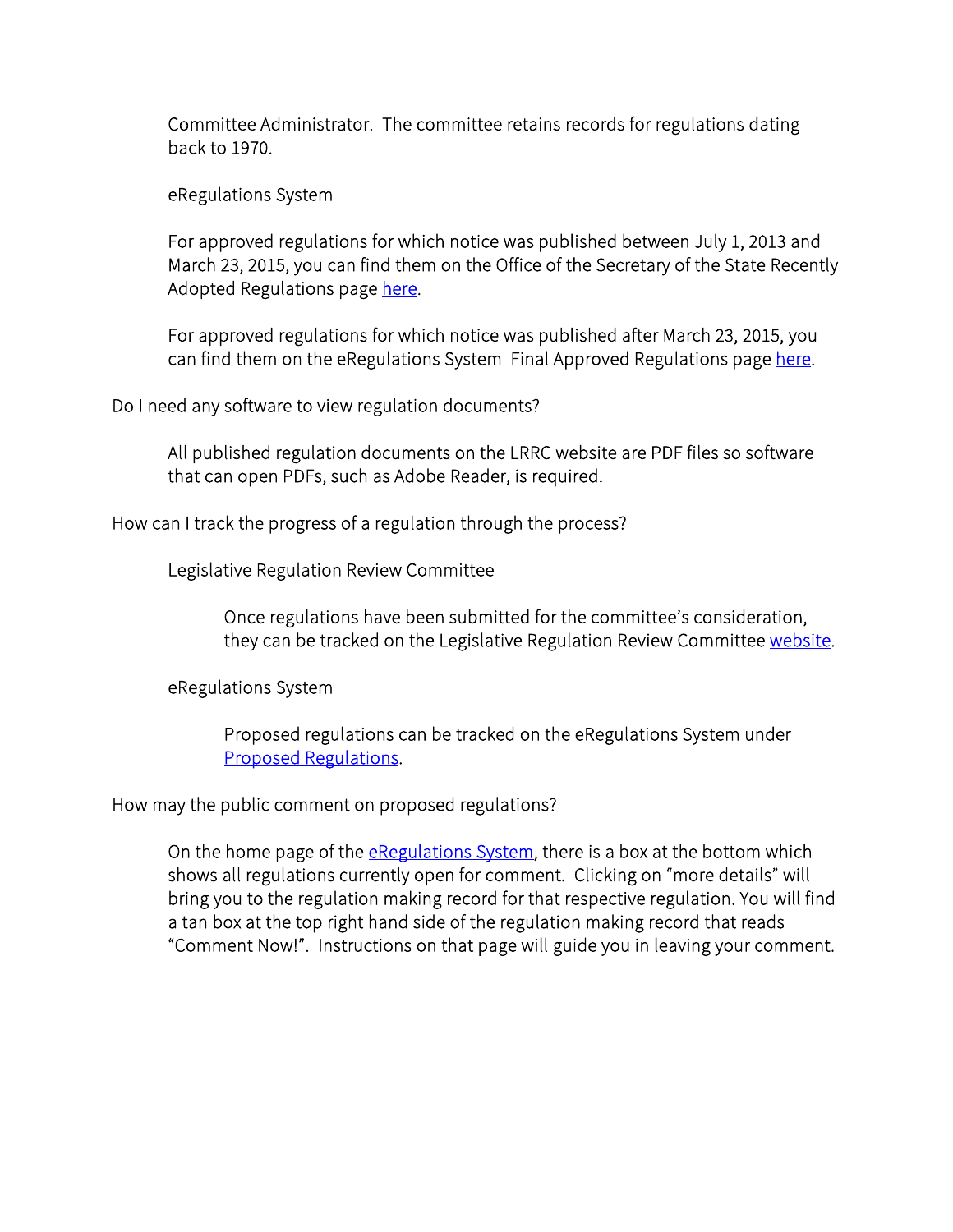Committee Administrator. The committee retains records for regulations dating back to 1970.

eRegulations System

For approved regulations for which notice was published between July 1, 2013 and March 23, 2015, you can find them on the Office of the Secretary of the State Recently Adopted Regulations page here.

For approved regulations for which notice was published after March 23, 2015, you can find them on the eRegulations System Final Approved Regulations page here.

### Do I need any software to view regulation documents?

All published regulation documents on the LRRC website are PDF files so software that can open PDFs, such as Adobe Reader, is required.

### How can I track the progress of a regulation through the process?

Legislative Regulation Review Committee

Once regulations have been submitted for the committee's consideration, they can be tracked on the Legislative Regulation Review Committee website.

eRegulations System

Proposed regulations can be tracked on the eRegulations System under Proposed Regulations.

### How may the public comment on proposed regulations?

On the home page of the eRegulations System, there is a box at the bottom which shows all regulations currently open for comment. Clicking on "more details" will bring you to the regulation making record for that respective regulation. You will find a tan box at the top right hand side of the regulation making record that reads "Comment Now!". Instructions on that page will guide you in leaving your comment.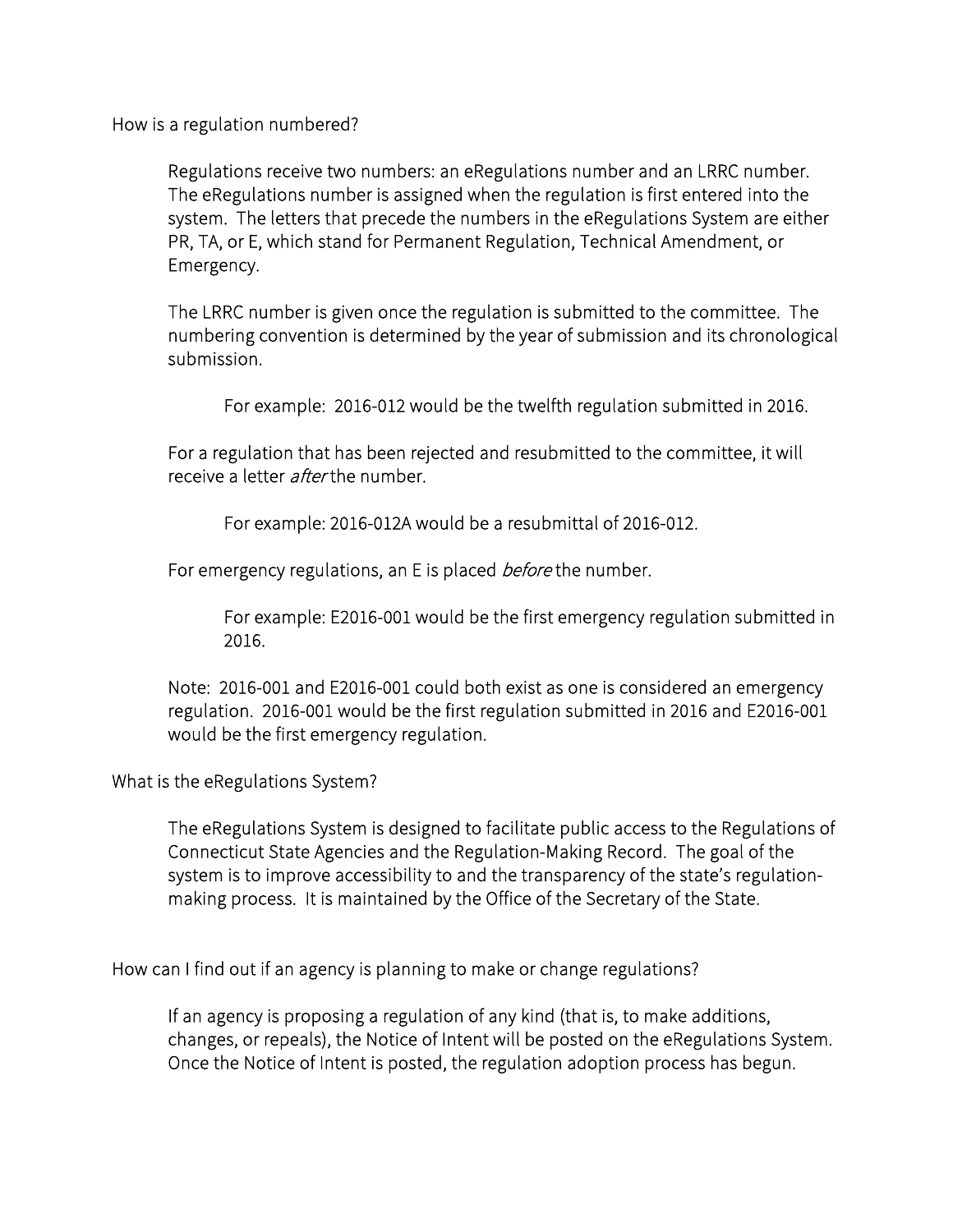## How is a regulation numbered?

Regulations receive two numbers: an eRegulations number and an LRRC number. The eRegulations number is assigned when the regulation is first entered into the system. The letters that precede the numbers in the eRegulations System are either PR, TA, or E, which stand for Permanent Regulation, Technical Amendment, or Emergency.

The LRRC number is given once the regulation is submitted to the committee. The numbering convention is determined by the year of submission and its chronological submission.

> For example: 2016-012 would be the twelfth regulation submitted in 2016.

For a regulation that has been rejected and resubmitted to the committee, it will receive a letter *after* the number.

> For example: 2016-012A would be a resubmittal of 2016-012.

For emergency regulations, an E is placed *before* the number.

> For example: E2016-001 would be the first emergency regulation submitted in 2016.

Note: 2016-001 and E2016-001 could both exist as one is considered an emergency regulation. 2016-001 would be the first regulation submitted in 2016 and E2016-001 would be the first emergency regulation.

## What is the eRegulations System?

The eRegulations System is designed to facilitate public access to the Regulations of Connecticut State Agencies and the Regulation-Making Record. The goal of the system is to improve accessibility to and the transparency of the state's regulation-making process. It is maintained by the Office of the Secretary of the State.

## How can I find out if an agency is planning to make or change regulations?

If an agency is proposing a regulation of any kind (that is, to make additions, changes, or repeals), the Notice of Intent will be posted on the eRegulations System. Once the Notice of Intent is posted, the regulation adoption process has begun.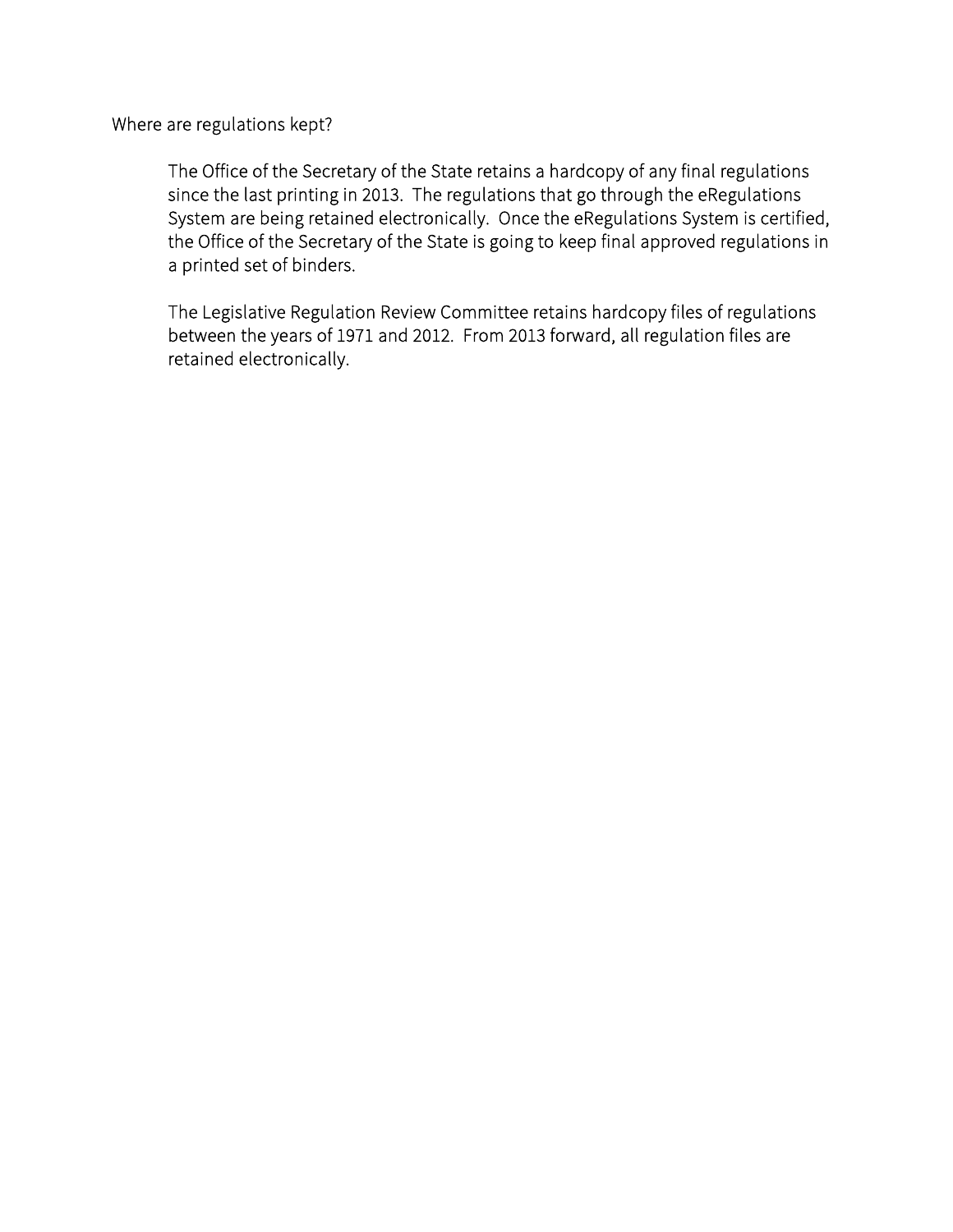Where are regulations kept?

The Office of the Secretary of the State retains a hardcopy of any final regulations since the last printing in 2013. The regulations that go through the eRegulations System are being retained electronically. Once the eRegulations System is certified, the Office of the Secretary of the State is going to keep final approved regulations in a printed set of binders.

The Legislative Regulation Review Committee retains hardcopy files of regulations between the years of 1971 and 2012. From 2013 forward, all regulation files are retained electronically.